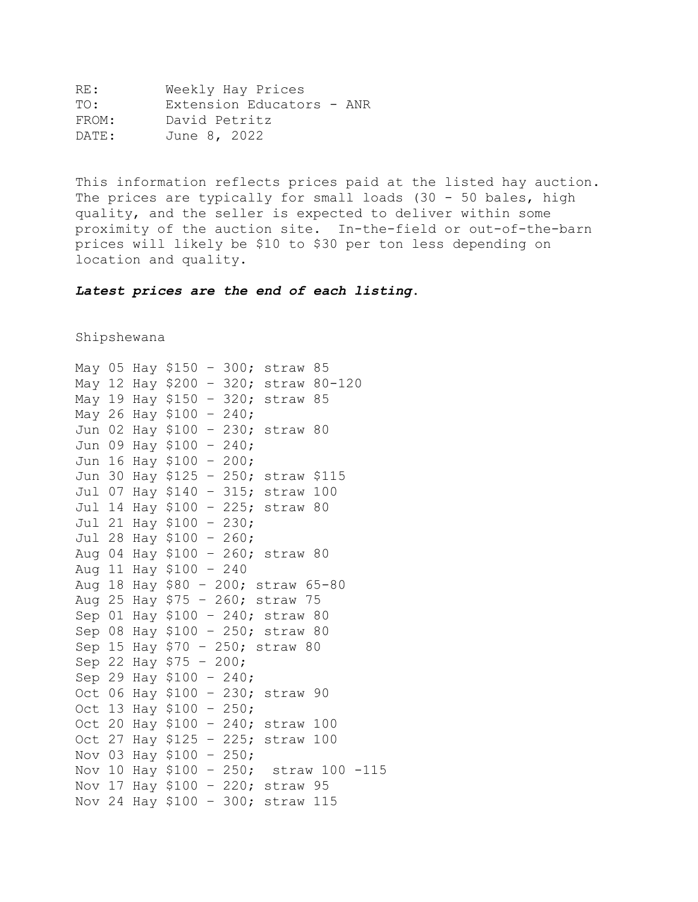RE: Weekly Hay Prices
TO: Extension Educators - ANR
FROM: David Petritz
DATE: June 8, 2022

This information reflects prices paid at the listed hay auction. The prices are typically for small loads (30 - 50 bales, high quality, and the seller is expected to deliver within some proximity of the auction site. In-the-field or out-of-the-barn prices will likely be $10 to $30 per ton less depending on location and quality.

***Latest prices are the end of each listing.***

Shipshewana

May 05 Hay $150 – 300; straw 85
May 12 Hay $200 – 320; straw 80-120
May 19 Hay $150 – 320; straw 85
May 26 Hay $100 – 240;
Jun 02 Hay $100 – 230; straw 80
Jun 09 Hay $100 – 240;
Jun 16 Hay $100 – 200;
Jun 30 Hay $125 – 250; straw $115
Jul 07 Hay $140 – 315; straw 100
Jul 14 Hay $100 – 225; straw 80
Jul 21 Hay $100 – 230;
Jul 28 Hay $100 – 260;
Aug 04 Hay $100 – 260; straw 80
Aug 11 Hay $100 – 240
Aug 18 Hay $80 – 200; straw 65-80
Aug 25 Hay $75 – 260; straw 75
Sep 01 Hay $100 – 240; straw 80
Sep 08 Hay $100 – 250; straw 80
Sep 15 Hay $70 – 250; straw 80
Sep 22 Hay $75 – 200;
Sep 29 Hay $100 – 240;
Oct 06 Hay $100 – 230; straw 90
Oct 13 Hay $100 – 250;
Oct 20 Hay $100 – 240; straw 100
Oct 27 Hay $125 – 225; straw 100
Nov 03 Hay $100 – 250;
Nov 10 Hay $100 – 250; straw 100 -115
Nov 17 Hay $100 – 220; straw 95
Nov 24 Hay $100 – 300; straw 115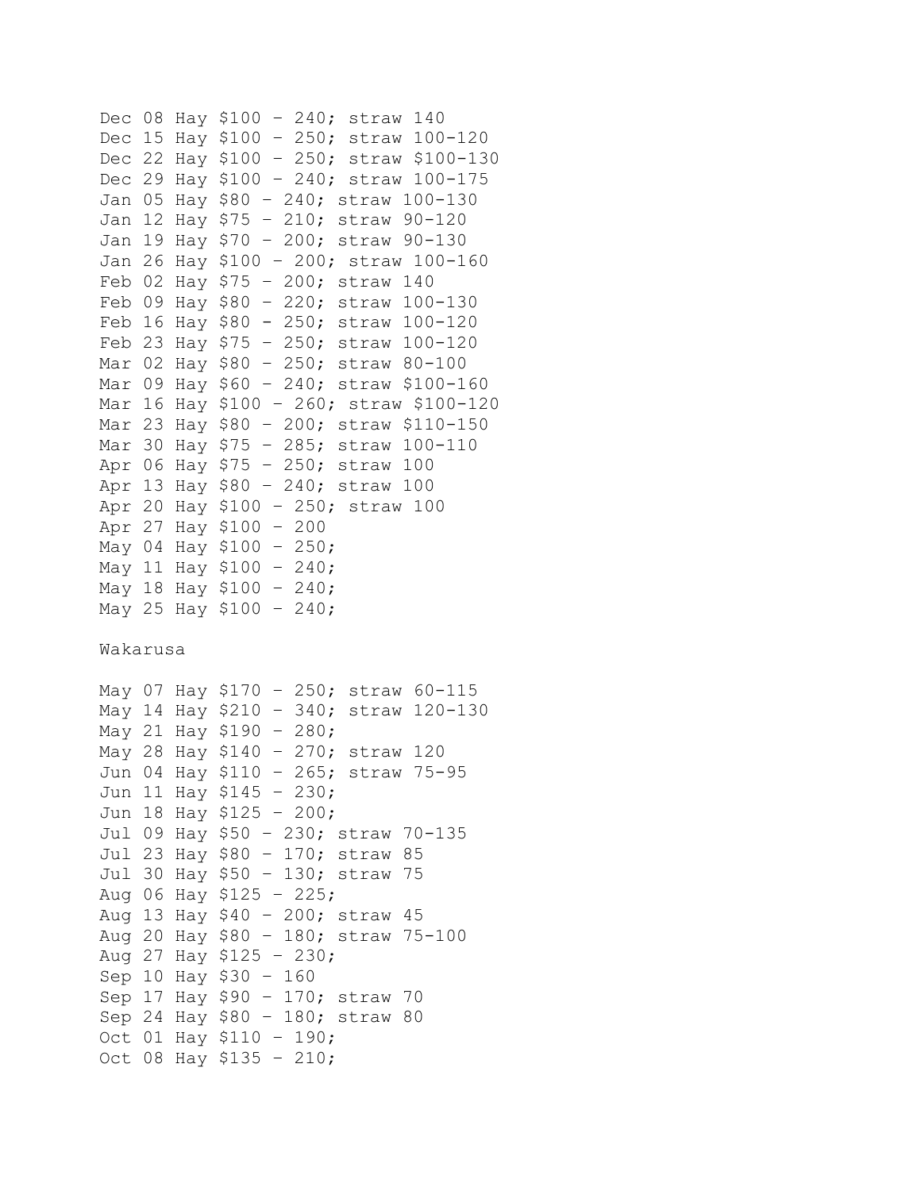Dec 08 Hay $100 - 240; straw 140
Dec 15 Hay $100 - 250; straw 100-120
Dec 22 Hay $100 - 250; straw $100-130
Dec 29 Hay $100 - 240; straw 100-175
Jan 05 Hay $80 - 240; straw 100-130
Jan 12 Hay $75 - 210; straw 90-120
Jan 19 Hay $70 - 200; straw 90-130
Jan 26 Hay $100 - 200; straw 100-160
Feb 02 Hay $75 - 200; straw 140
Feb 09 Hay $80 - 220; straw 100-130
Feb 16 Hay $80 - 250; straw 100-120
Feb 23 Hay $75 - 250; straw 100-120
Mar 02 Hay $80 - 250; straw 80-100
Mar 09 Hay $60 - 240; straw $100-160
Mar 16 Hay $100 - 260; straw $100-120
Mar 23 Hay $80 - 200; straw $110-150
Mar 30 Hay $75 - 285; straw 100-110
Apr 06 Hay $75 - 250; straw 100
Apr 13 Hay $80 - 240; straw 100
Apr 20 Hay $100 - 250; straw 100
Apr 27 Hay $100 - 200
May 04 Hay $100 - 250;
May 11 Hay $100 - 240;
May 18 Hay $100 - 240;
May 25 Hay $100 - 240;

Wakarusa

May 07 Hay $170 - 250; straw 60-115
May 14 Hay $210 - 340; straw 120-130
May 21 Hay $190 - 280;
May 28 Hay $140 - 270; straw 120
Jun 04 Hay $110 - 265; straw 75-95
Jun 11 Hay $145 - 230;
Jun 18 Hay $125 - 200;
Jul 09 Hay $50 - 230; straw 70-135
Jul 23 Hay $80 - 170; straw 85
Jul 30 Hay $50 - 130; straw 75
Aug 06 Hay $125 - 225;
Aug 13 Hay $40 - 200; straw 45
Aug 20 Hay $80 - 180; straw 75-100
Aug 27 Hay $125 - 230;
Sep 10 Hay $30 - 160
Sep 17 Hay $90 - 170; straw 70
Sep 24 Hay $80 - 180; straw 80
Oct 01 Hay $110 - 190;
Oct 08 Hay $135 - 210;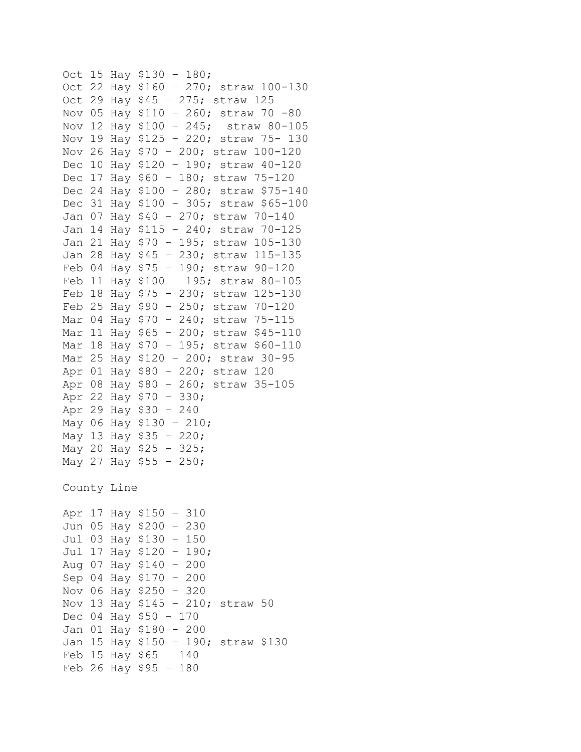Oct 15 Hay $130 – 180;
Oct 22 Hay $160 – 270; straw 100-130
Oct 29 Hay $45 – 275; straw 125
Nov 05 Hay $110 – 260; straw 70 -80
Nov 12 Hay $100 – 245;  straw 80-105
Nov 19 Hay $125 – 220; straw 75- 130
Nov 26 Hay $70 – 200; straw 100-120
Dec 10 Hay $120 – 190; straw 40-120
Dec 17 Hay $60 – 180; straw 75-120
Dec 24 Hay $100 – 280; straw $75-140
Dec 31 Hay $100 – 305; straw $65-100
Jan 07 Hay $40 – 270; straw 70-140
Jan 14 Hay $115 – 240; straw 70-125
Jan 21 Hay $70 – 195; straw 105-130
Jan 28 Hay $45 – 230; straw 115-135
Feb 04 Hay $75 – 190; straw 90-120
Feb 11 Hay $100 – 195; straw 80-105
Feb 18 Hay $75 - 230; straw 125-130
Feb 25 Hay $90 – 250; straw 70-120
Mar 04 Hay $70 – 240; straw 75-115
Mar 11 Hay $65 – 200; straw $45-110
Mar 18 Hay $70 – 195; straw $60-110
Mar 25 Hay $120 – 200; straw 30-95
Apr 01 Hay $80 – 220; straw 120
Apr 08 Hay $80 – 260; straw 35-105
Apr 22 Hay $70 – 330;
Apr 29 Hay $30 – 240
May 06 Hay $130 – 210;
May 13 Hay $35 – 220;
May 20 Hay $25 – 325;
May 27 Hay $55 – 250;

County Line

Apr 17 Hay $150 – 310
Jun 05 Hay $200 – 230
Jul 03 Hay $130 – 150
Jul 17 Hay $120 – 190;
Aug 07 Hay $140 – 200
Sep 04 Hay $170 – 200
Nov 06 Hay $250 – 320
Nov 13 Hay $145 – 210; straw 50
Dec 04 Hay $50 – 170
Jan 01 Hay $180 - 200
Jan 15 Hay $150 – 190; straw $130
Feb 15 Hay $65 – 140
Feb 26 Hay $95 – 180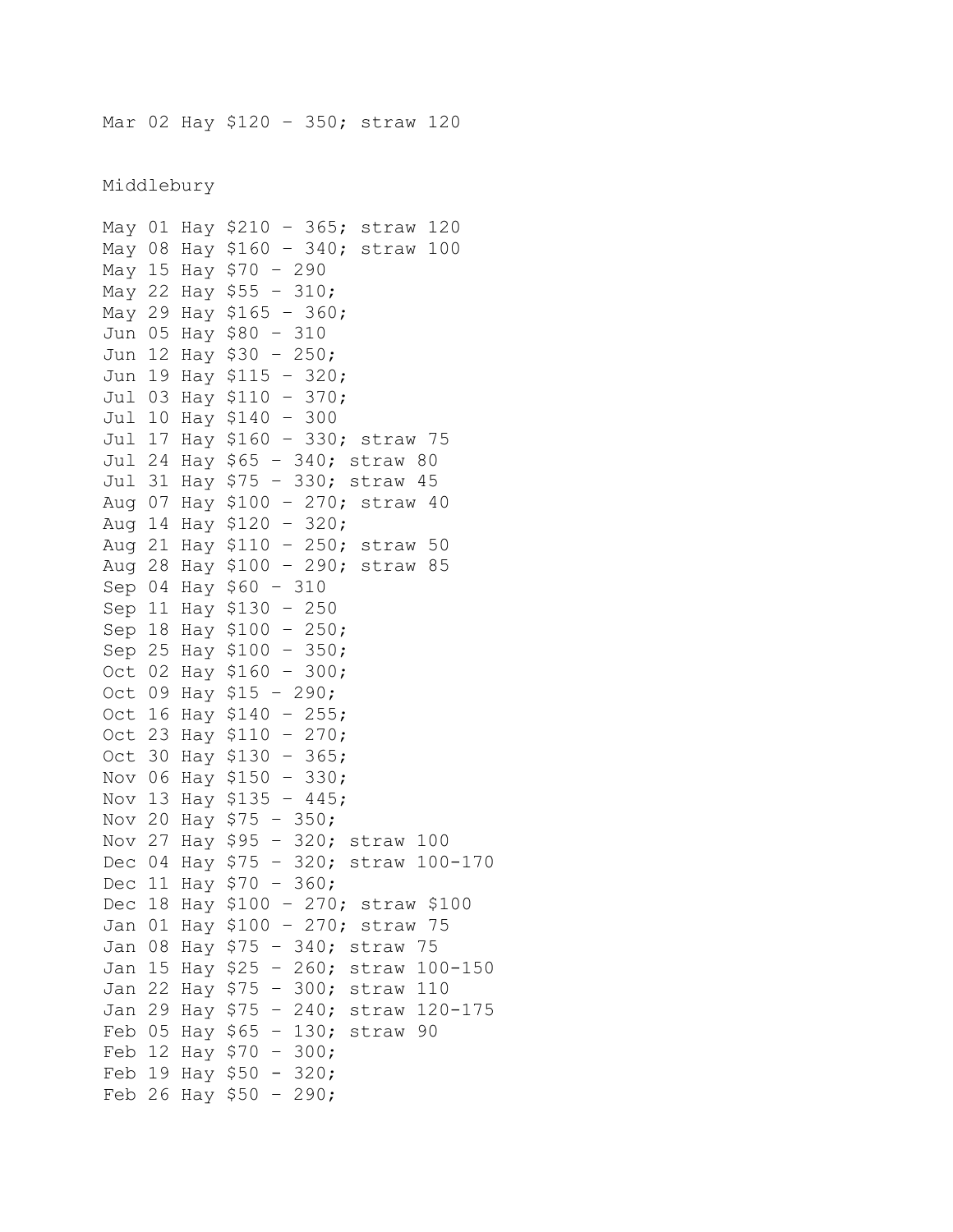Mar 02 Hay $120 - 350; straw 120

Middlebury

May 01 Hay $210 - 365; straw 120
May 08 Hay $160 - 340; straw 100
May 15 Hay $70 - 290
May 22 Hay $55 - 310;
May 29 Hay $165 - 360;
Jun 05 Hay $80 - 310
Jun 12 Hay $30 - 250;
Jun 19 Hay $115 - 320;
Jul 03 Hay $110 - 370;
Jul 10 Hay $140 - 300
Jul 17 Hay $160 - 330; straw 75
Jul 24 Hay $65 - 340; straw 80
Jul 31 Hay $75 - 330; straw 45
Aug 07 Hay $100 - 270; straw 40
Aug 14 Hay $120 - 320;
Aug 21 Hay $110 - 250; straw 50
Aug 28 Hay $100 - 290; straw 85
Sep 04 Hay $60 - 310
Sep 11 Hay $130 - 250
Sep 18 Hay $100 - 250;
Sep 25 Hay $100 - 350;
Oct 02 Hay $160 - 300;
Oct 09 Hay $15 - 290;
Oct 16 Hay $140 - 255;
Oct 23 Hay $110 - 270;
Oct 30 Hay $130 - 365;
Nov 06 Hay $150 - 330;
Nov 13 Hay $135 - 445;
Nov 20 Hay $75 - 350;
Nov 27 Hay $95 - 320; straw 100
Dec 04 Hay $75 - 320; straw 100-170
Dec 11 Hay $70 - 360;
Dec 18 Hay $100 - 270; straw $100
Jan 01 Hay $100 - 270; straw 75
Jan 08 Hay $75 - 340; straw 75
Jan 15 Hay $25 - 260; straw 100-150
Jan 22 Hay $75 - 300; straw 110
Jan 29 Hay $75 - 240; straw 120-175
Feb 05 Hay $65 - 130; straw 90
Feb 12 Hay $70 - 300;
Feb 19 Hay $50 - 320;
Feb 26 Hay $50 - 290;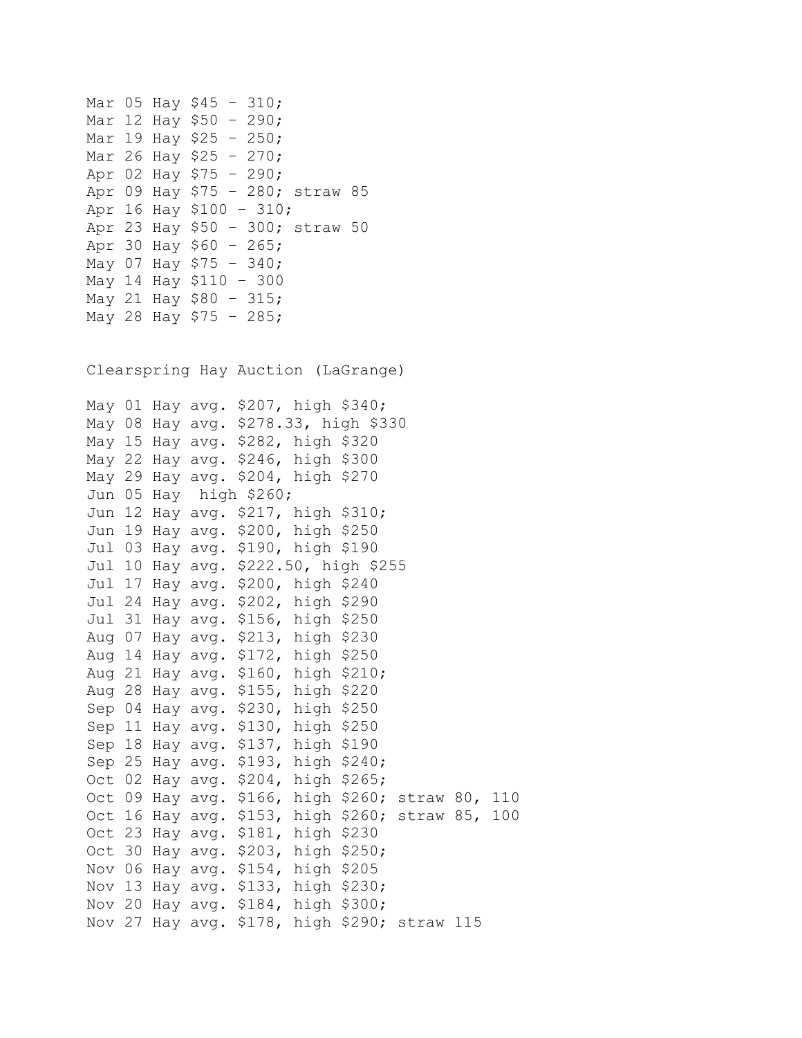Mar 05 Hay $45 - 310;
Mar 12 Hay $50 - 290;
Mar 19 Hay $25 - 250;
Mar 26 Hay $25 - 270;
Apr 02 Hay $75 - 290;
Apr 09 Hay $75 - 280; straw 85
Apr 16 Hay $100 - 310;
Apr 23 Hay $50 - 300; straw 50
Apr 30 Hay $60 - 265;
May 07 Hay $75 - 340;
May 14 Hay $110 - 300
May 21 Hay $80 - 315;
May 28 Hay $75 - 285;

Clearspring Hay Auction (LaGrange)

May 01 Hay avg. $207, high $340;
May 08 Hay avg. $278.33, high $330
May 15 Hay avg. $282, high $320
May 22 Hay avg. $246, high $300
May 29 Hay avg. $204, high $270
Jun 05 Hay high $260;
Jun 12 Hay avg. $217, high $310;
Jun 19 Hay avg. $200, high $250
Jul 03 Hay avg. $190, high $190
Jul 10 Hay avg. $222.50, high $255
Jul 17 Hay avg. $200, high $240
Jul 24 Hay avg. $202, high $290
Jul 31 Hay avg. $156, high $250
Aug 07 Hay avg. $213, high $230
Aug 14 Hay avg. $172, high $250
Aug 21 Hay avg. $160, high $210;
Aug 28 Hay avg. $155, high $220
Sep 04 Hay avg. $230, high $250
Sep 11 Hay avg. $130, high $250
Sep 18 Hay avg. $137, high $190
Sep 25 Hay avg. $193, high $240;
Oct 02 Hay avg. $204, high $265;
Oct 09 Hay avg. $166, high $260; straw 80, 110
Oct 16 Hay avg. $153, high $260; straw 85, 100
Oct 23 Hay avg. $181, high $230
Oct 30 Hay avg. $203, high $250;
Nov 06 Hay avg. $154, high $205
Nov 13 Hay avg. $133, high $230;
Nov 20 Hay avg. $184, high $300;
Nov 27 Hay avg. $178, high $290; straw 115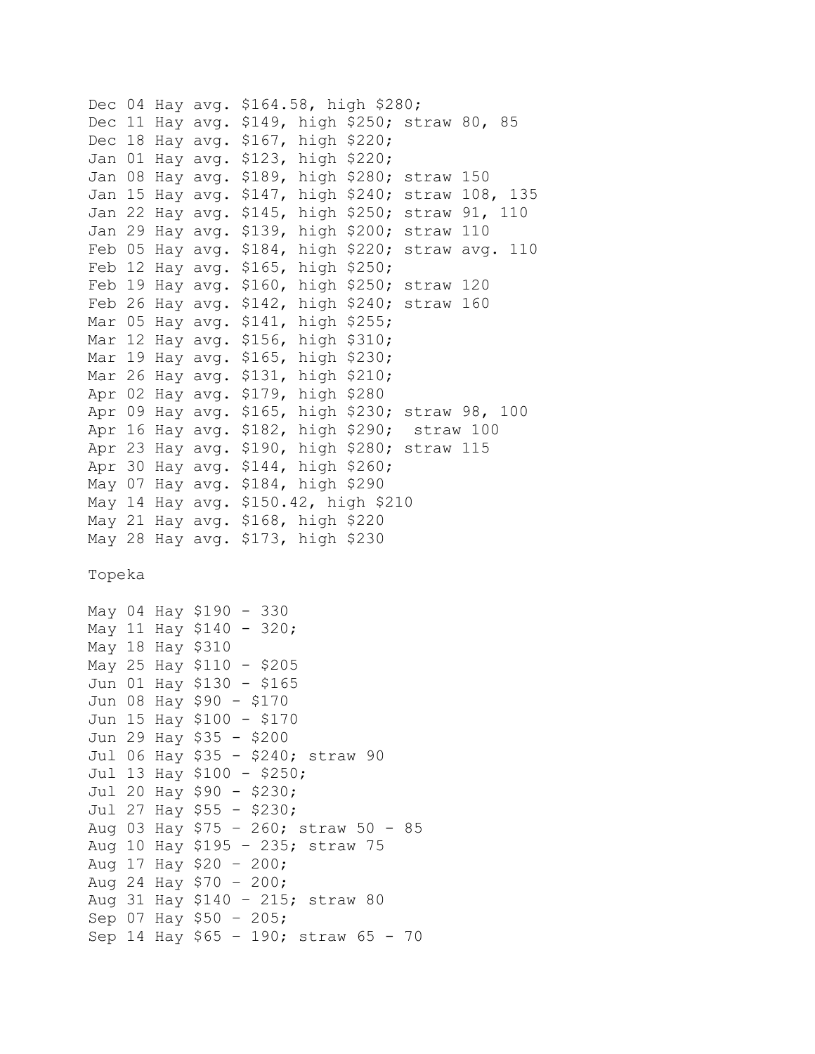Dec 04 Hay avg. $164.58, high $280;
Dec 11 Hay avg. $149, high $250; straw 80, 85
Dec 18 Hay avg. $167, high $220;
Jan 01 Hay avg. $123, high $220;
Jan 08 Hay avg. $189, high $280; straw 150
Jan 15 Hay avg. $147, high $240; straw 108, 135
Jan 22 Hay avg. $145, high $250; straw 91, 110
Jan 29 Hay avg. $139, high $200; straw 110
Feb 05 Hay avg. $184, high $220; straw avg. 110
Feb 12 Hay avg. $165, high $250;
Feb 19 Hay avg. $160, high $250; straw 120
Feb 26 Hay avg. $142, high $240; straw 160
Mar 05 Hay avg. $141, high $255;
Mar 12 Hay avg. $156, high $310;
Mar 19 Hay avg. $165, high $230;
Mar 26 Hay avg. $131, high $210;
Apr 02 Hay avg. $179, high $280
Apr 09 Hay avg. $165, high $230; straw 98, 100
Apr 16 Hay avg. $182, high $290; straw 100
Apr 23 Hay avg. $190, high $280; straw 115
Apr 30 Hay avg. $144, high $260;
May 07 Hay avg. $184, high $290
May 14 Hay avg. $150.42, high $210
May 21 Hay avg. $168, high $220
May 28 Hay avg. $173, high $230

Topeka

May 04 Hay $190 - 330
May 11 Hay $140 - 320;
May 18 Hay $310
May 25 Hay $110 - $205
Jun 01 Hay $130 - $165
Jun 08 Hay $90 - $170
Jun 15 Hay $100 - $170
Jun 29 Hay $35 - $200
Jul 06 Hay $35 - $240; straw 90
Jul 13 Hay $100 - $250;
Jul 20 Hay $90 - $230;
Jul 27 Hay $55 - $230;
Aug 03 Hay $75 – 260; straw 50 - 85
Aug 10 Hay $195 – 235; straw 75
Aug 17 Hay $20 – 200;
Aug 24 Hay $70 – 200;
Aug 31 Hay $140 – 215; straw 80
Sep 07 Hay $50 – 205;
Sep 14 Hay $65 – 190; straw 65 - 70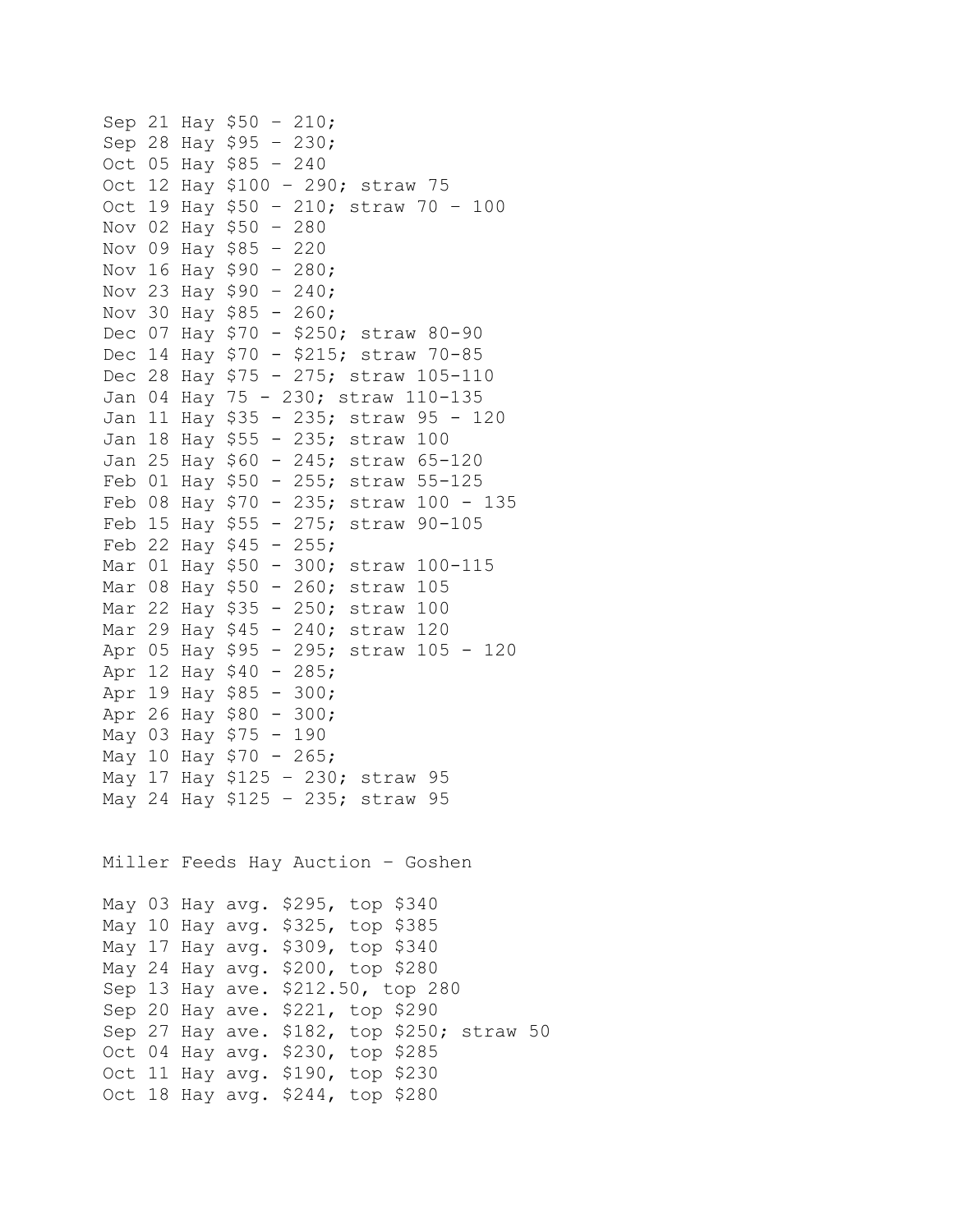Sep 21 Hay $50 – 210;
Sep 28 Hay $95 – 230;
Oct 05 Hay $85 – 240
Oct 12 Hay $100 – 290; straw 75
Oct 19 Hay $50 – 210; straw 70 – 100
Nov 02 Hay $50 – 280
Nov 09 Hay $85 – 220
Nov 16 Hay $90 – 280;
Nov 23 Hay $90 – 240;
Nov 30 Hay $85 - 260;
Dec 07 Hay $70 - $250; straw 80-90
Dec 14 Hay $70 - $215; straw 70-85
Dec 28 Hay $75 - 275; straw 105-110
Jan 04 Hay 75 - 230; straw 110-135
Jan 11 Hay $35 - 235; straw 95 - 120
Jan 18 Hay $55 - 235; straw 100
Jan 25 Hay $60 - 245; straw 65-120
Feb 01 Hay $50 - 255; straw 55-125
Feb 08 Hay $70 - 235; straw 100 - 135
Feb 15 Hay $55 - 275; straw 90-105
Feb 22 Hay $45 - 255;
Mar 01 Hay $50 - 300; straw 100-115
Mar 08 Hay $50 - 260; straw 105
Mar 22 Hay $35 - 250; straw 100
Mar 29 Hay $45 - 240; straw 120
Apr 05 Hay $95 - 295; straw 105 - 120
Apr 12 Hay $40 - 285;
Apr 19 Hay $85 - 300;
Apr 26 Hay $80 - 300;
May 03 Hay $75 - 190
May 10 Hay $70 - 265;
May 17 Hay $125 – 230; straw 95
May 24 Hay $125 – 235; straw 95

Miller Feeds Hay Auction – Goshen

May 03 Hay avg. $295, top $340
May 10 Hay avg. $325, top $385
May 17 Hay avg. $309, top $340
May 24 Hay avg. $200, top $280
Sep 13 Hay ave. $212.50, top 280
Sep 20 Hay ave. $221, top $290
Sep 27 Hay ave. $182, top $250; straw 50
Oct 04 Hay avg. $230, top $285
Oct 11 Hay avg. $190, top $230
Oct 18 Hay avg. $244, top $280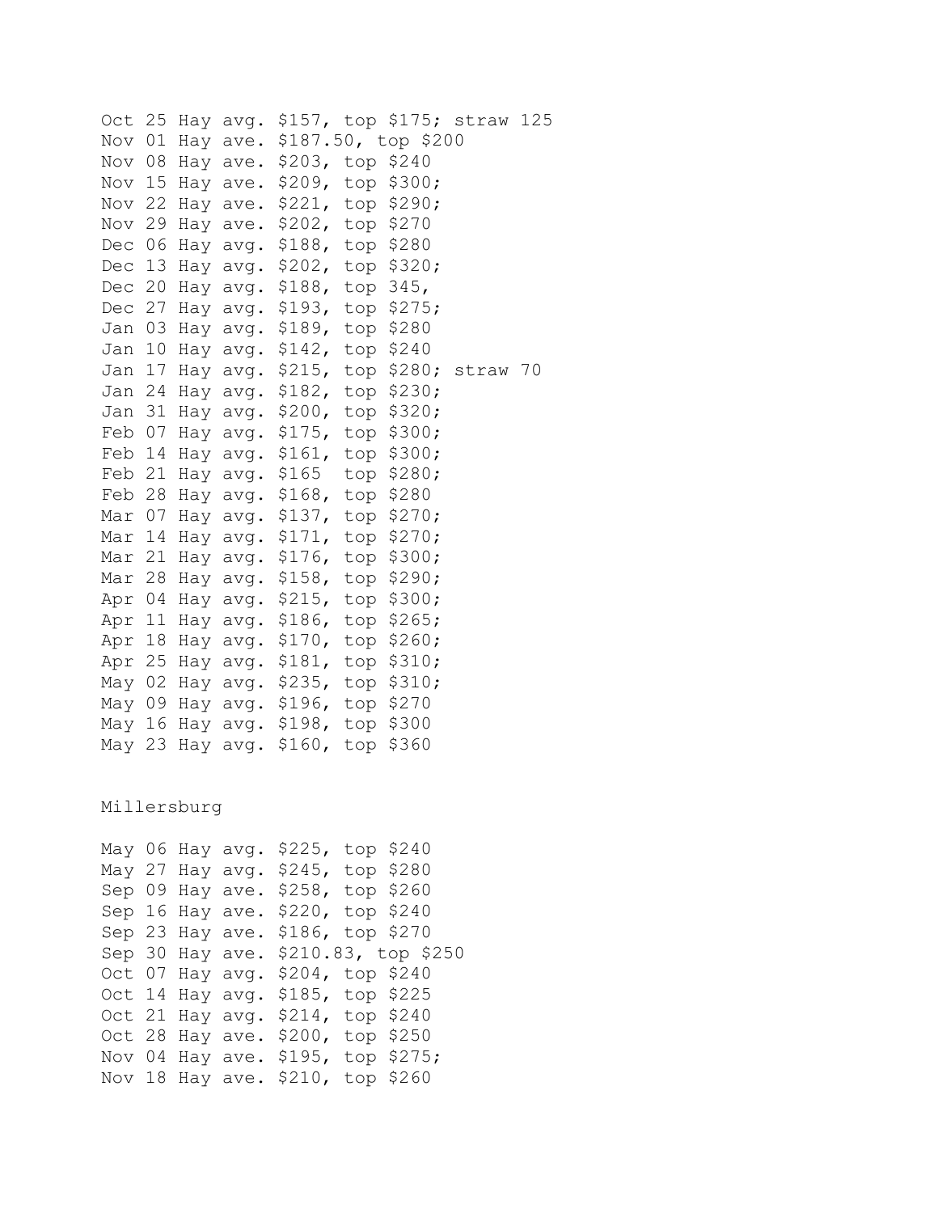Oct 25 Hay avg. $157, top $175; straw 125
Nov 01 Hay ave. $187.50, top $200
Nov 08 Hay ave. $203, top $240
Nov 15 Hay ave. $209, top $300;
Nov 22 Hay ave. $221, top $290;
Nov 29 Hay ave. $202, top $270
Dec 06 Hay avg. $188, top $280
Dec 13 Hay avg. $202, top $320;
Dec 20 Hay avg. $188, top 345,
Dec 27 Hay avg. $193, top $275;
Jan 03 Hay avg. $189, top $280
Jan 10 Hay avg. $142, top $240
Jan 17 Hay avg. $215, top $280; straw 70
Jan 24 Hay avg. $182, top $230;
Jan 31 Hay avg. $200, top $320;
Feb 07 Hay avg. $175, top $300;
Feb 14 Hay avg. $161, top $300;
Feb 21 Hay avg. $165  top $280;
Feb 28 Hay avg. $168, top $280
Mar 07 Hay avg. $137, top $270;
Mar 14 Hay avg. $171, top $270;
Mar 21 Hay avg. $176, top $300;
Mar 28 Hay avg. $158, top $290;
Apr 04 Hay avg. $215, top $300;
Apr 11 Hay avg. $186, top $265;
Apr 18 Hay avg. $170, top $260;
Apr 25 Hay avg. $181, top $310;
May 02 Hay avg. $235, top $310;
May 09 Hay avg. $196, top $270
May 16 Hay avg. $198, top $300
May 23 Hay avg. $160, top $360

Millersburg

May 06 Hay avg. $225, top $240
May 27 Hay avg. $245, top $280
Sep 09 Hay ave. $258, top $260
Sep 16 Hay ave. $220, top $240
Sep 23 Hay ave. $186, top $270
Sep 30 Hay ave. $210.83, top $250
Oct 07 Hay avg. $204, top $240
Oct 14 Hay avg. $185, top $225
Oct 21 Hay avg. $214, top $240
Oct 28 Hay ave. $200, top $250
Nov 04 Hay ave. $195, top $275;
Nov 18 Hay ave. $210, top $260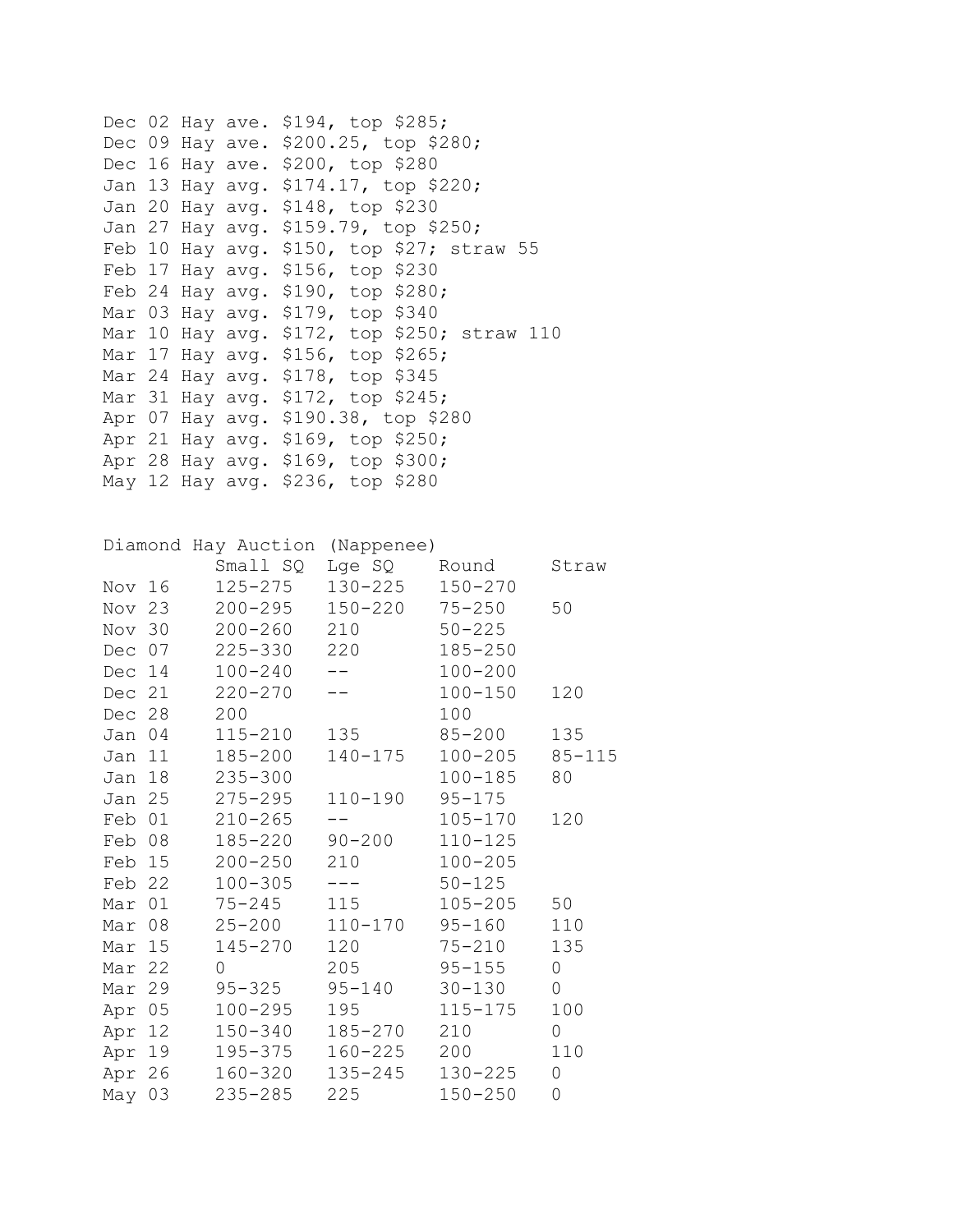Dec 02 Hay ave. $194, top $285;
Dec 09 Hay ave. $200.25, top $280;
Dec 16 Hay ave. $200, top $280
Jan 13 Hay avg. $174.17, top $220;
Jan 20 Hay avg. $148, top $230
Jan 27 Hay avg. $159.79, top $250;
Feb 10 Hay avg. $150, top $27; straw 55
Feb 17 Hay avg. $156, top $230
Feb 24 Hay avg. $190, top $280;
Mar 03 Hay avg. $179, top $340
Mar 10 Hay avg. $172, top $250; straw 110
Mar 17 Hay avg. $156, top $265;
Mar 24 Hay avg. $178, top $345
Mar 31 Hay avg. $172, top $245;
Apr 07 Hay avg. $190.38, top $280
Apr 21 Hay avg. $169, top $250;
Apr 28 Hay avg. $169, top $300;
May 12 Hay avg. $236, top $280

Diamond Hay Auction (Nappenee)

| | Small SQ | Lge SQ | Round | Straw |
|---|---|---|---|---|
| Nov 16 | 125-275 | 130-225 | 150-270 | |
| Nov 23 | 200-295 | 150-220 | 75-250 | 50 |
| Nov 30 | 200-260 | 210 | 50-225 | |
| Dec 07 | 225-330 | 220 | 185-250 | |
| Dec 14 | 100-240 | -- | 100-200 | |
| Dec 21 | 220-270 | -- | 100-150 | 120 |
| Dec 28 | 200 | | 100 | |
| Jan 04 | 115-210 | 135 | 85-200 | 135 |
| Jan 11 | 185-200 | 140-175 | 100-205 | 85-115 |
| Jan 18 | 235-300 | | 100-185 | 80 |
| Jan 25 | 275-295 | 110-190 | 95-175 | |
| Feb 01 | 210-265 | -- | 105-170 | 120 |
| Feb 08 | 185-220 | 90-200 | 110-125 | |
| Feb 15 | 200-250 | 210 | 100-205 | |
| Feb 22 | 100-305 | --- | 50-125 | |
| Mar 01 | 75-245 | 115 | 105-205 | 50 |
| Mar 08 | 25-200 | 110-170 | 95-160 | 110 |
| Mar 15 | 145-270 | 120 | 75-210 | 135 |
| Mar 22 | 0 | 205 | 95-155 | 0 |
| Mar 29 | 95-325 | 95-140 | 30-130 | 0 |
| Apr 05 | 100-295 | 195 | 115-175 | 100 |
| Apr 12 | 150-340 | 185-270 | 210 | 0 |
| Apr 19 | 195-375 | 160-225 | 200 | 110 |
| Apr 26 | 160-320 | 135-245 | 130-225 | 0 |
| May 03 | 235-285 | 225 | 150-250 | 0 |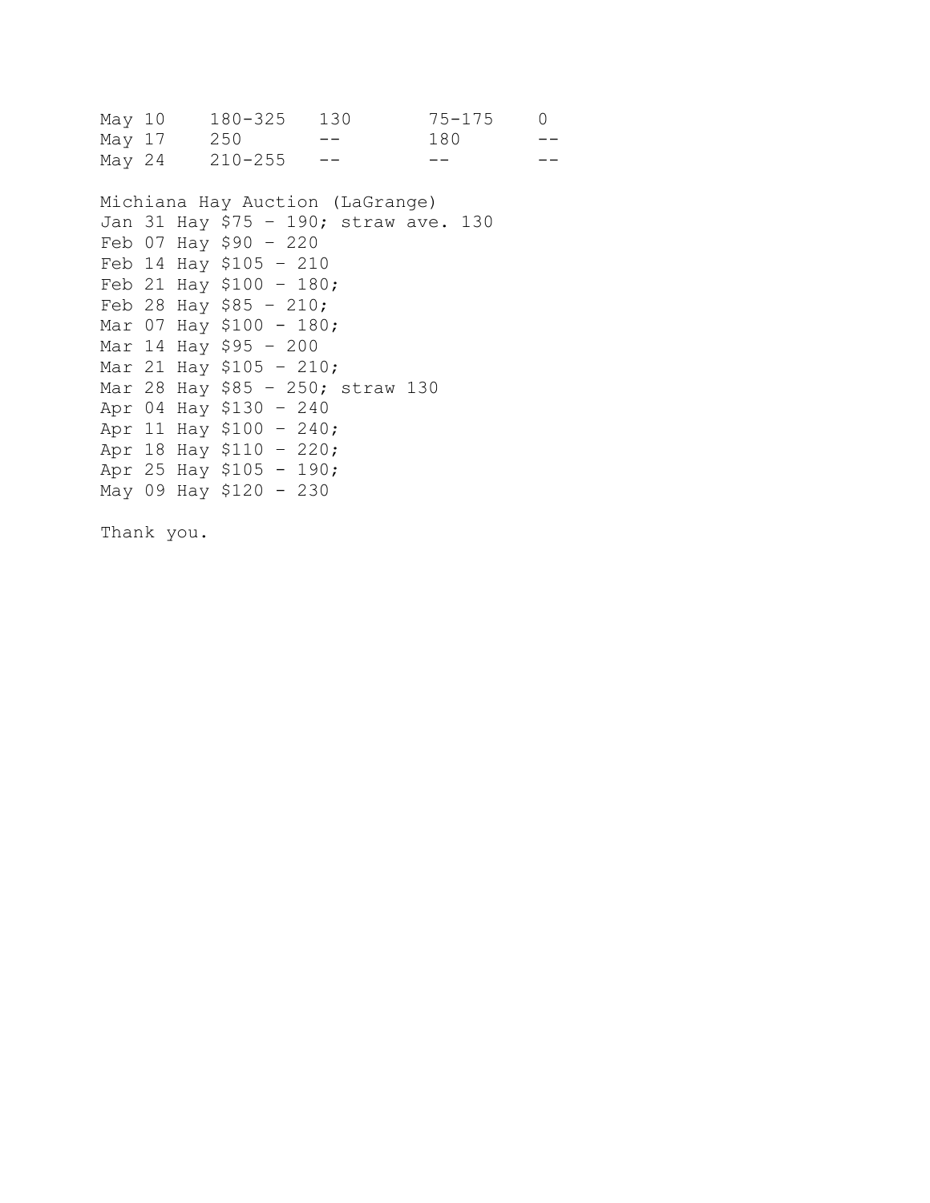| | | | | |
|---|---|---|---|---|
| May 10 | 180-325 | 130 | 75-175 | 0 |
| May 17 | 250 | -- | 180 | -- |
| May 24 | 210-255 | -- | -- | -- |

Michiana Hay Auction (LaGrange)
Jan 31 Hay $75 – 190; straw ave. 130
Feb 07 Hay $90 – 220
Feb 14 Hay $105 – 210
Feb 21 Hay $100 – 180;
Feb 28 Hay $85 – 210;
Mar 07 Hay $100 - 180;
Mar 14 Hay $95 – 200
Mar 21 Hay $105 – 210;
Mar 28 Hay $85 – 250; straw 130
Apr 04 Hay $130 – 240
Apr 11 Hay $100 – 240;
Apr 18 Hay $110 – 220;
Apr 25 Hay $105 - 190;
May 09 Hay $120 - 230

Thank you.